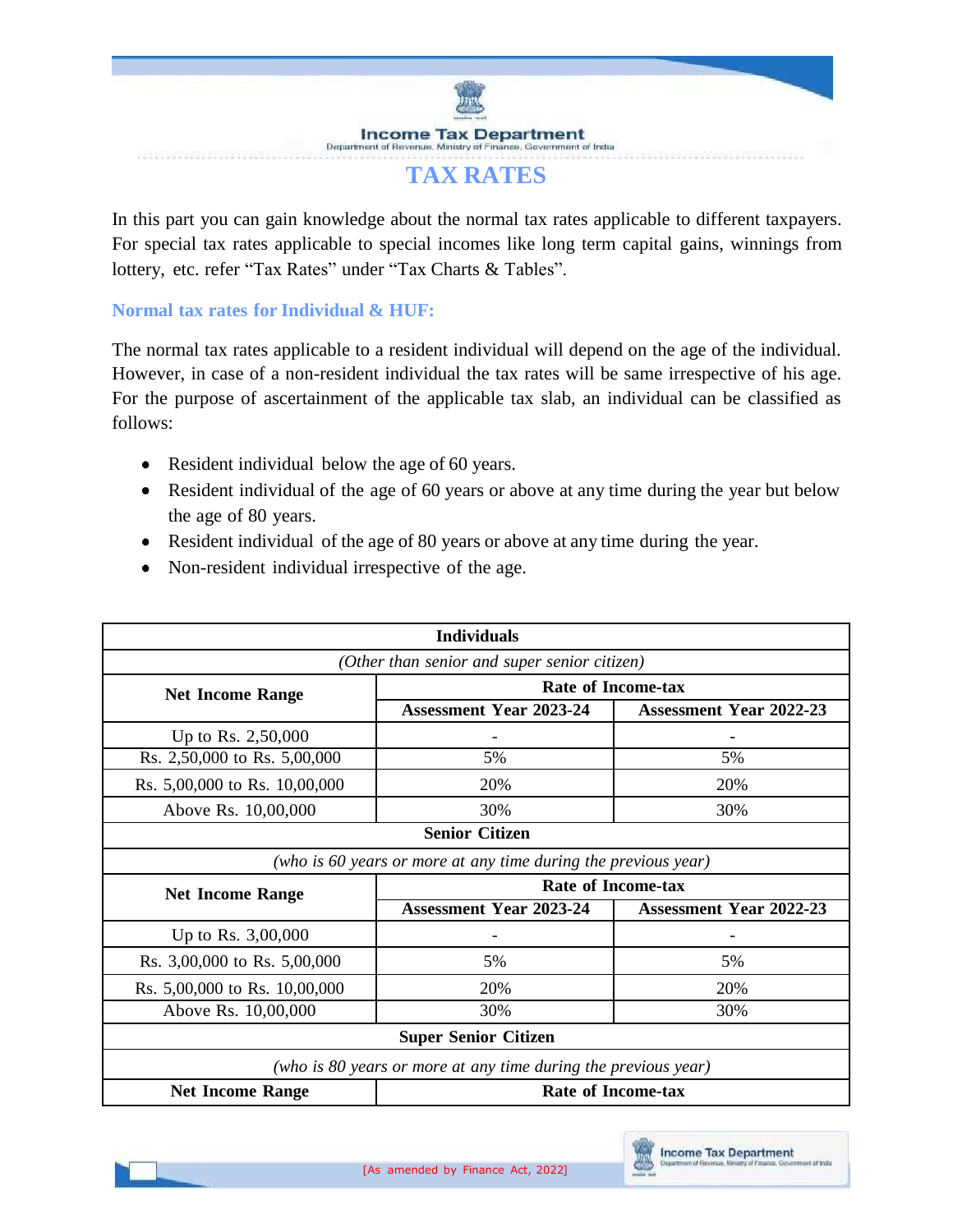# TAX RATES

In this part you can gain knowledge about the normal tax rates applicable to different taxpayers. For special tax rates applicable to special incomes like long term capital gains, winnings from lottery, etc. refer "Tax Rates" under "Tax Charts & Tables".

## Normal tax rates for Individual & HUF:

The normal tax rates applicable to a resident individual will depend on the age of the individual. However, in case of a non-resident individual the tax rates will be same irrespective of his age. For the purpose of ascertainment of the applicable tax slab, an individual can be classified as follows:

- Resident individual below the age of 60 years.
- Resident individual of the age of 60 years or above at any time during the year but below the age of 80 years.
- Resident individual of the age of 80 years or above at any time during the year.
- Non-resident individual irrespective of the age.

| **Individuals** | | |
|---|---|---|
| *(Other than senior and super senior citizen)* | | |
| **Net Income Range** | **Rate of Income-tax** | |
| | **Assessment Year 2023-24** | **Assessment Year 2022-23** |
| Up to Rs. 2,50,000 | - | - |
| Rs. 2,50,000 to Rs. 5,00,000 | 5% | 5% |
| Rs. 5,00,000 to Rs. 10,00,000 | 20% | 20% |
| Above Rs. 10,00,000 | 30% | 30% |
| **Senior Citizen** | | |
| *(who is 60 years or more at any time during the previous year)* | | |
| **Net Income Range** | **Rate of Income-tax** | |
| | **Assessment Year 2023-24** | **Assessment Year 2022-23** |
| Up to Rs. 3,00,000 | - | - |
| Rs. 3,00,000 to Rs. 5,00,000 | 5% | 5% |
| Rs. 5,00,000 to Rs. 10,00,000 | 20% | 20% |
| Above Rs. 10,00,000 | 30% | 30% |
| **Super Senior Citizen** | | |
| *(who is 80 years or more at any time during the previous year)* | | |
| **Net Income Range** | **Rate of Income-tax** | |

[As amended by Finance Act, 2022]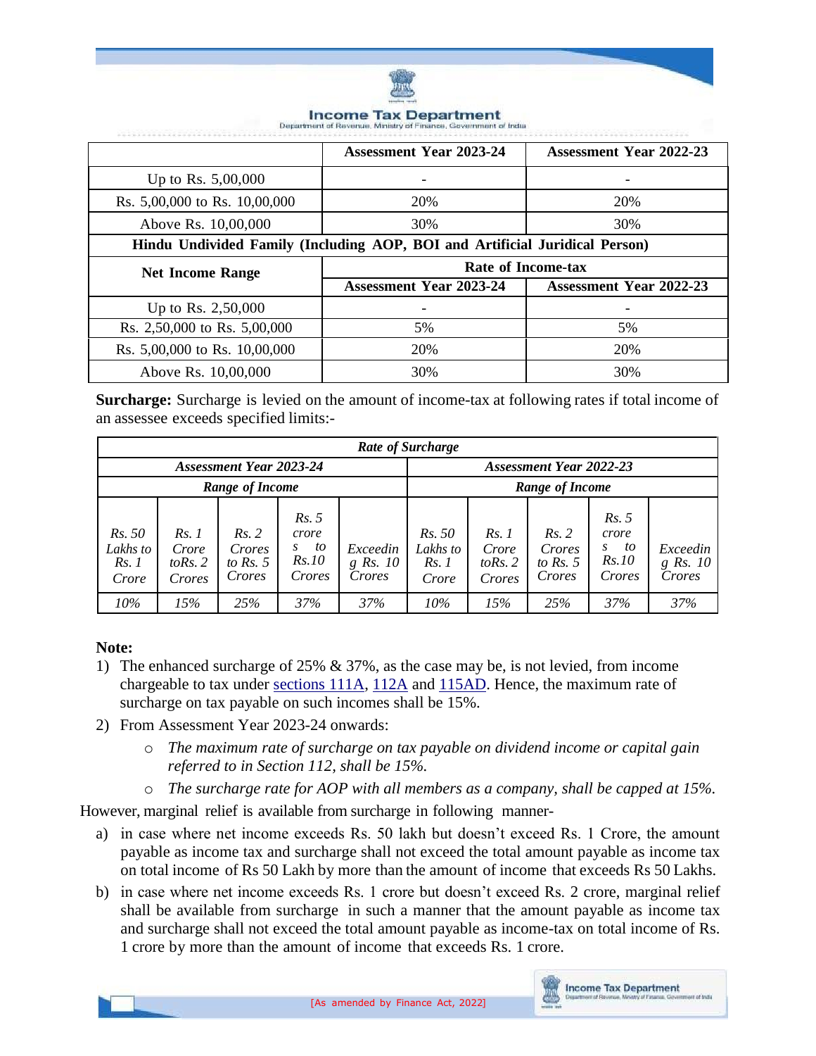| | Assessment Year 2023-24 | Assessment Year 2022-23 |
|---|---|---|
| Up to Rs. 5,00,000 | - | - |
| Rs. 5,00,000 to Rs. 10,00,000 | 20% | 20% |
| Above Rs. 10,00,000 | 30% | 30% |

**Hindu Undivided Family (Including AOP, BOI and Artificial Juridical Person)**

| Net Income Range | Rate of Income-tax | |
|---|---|---|
| | Assessment Year 2023-24 | Assessment Year 2022-23 |
| Up to Rs. 2,50,000 | - | - |
| Rs. 2,50,000 to Rs. 5,00,000 | 5% | 5% |
| Rs. 5,00,000 to Rs. 10,00,000 | 20% | 20% |
| Above Rs. 10,00,000 | 30% | 30% |

**Surcharge:** Surcharge is levied on the amount of income-tax at following rates if total income of an assessee exceeds specified limits:-

| *Rate of Surcharge* | | | | | | | | | |
|---|---|---|---|---|---|---|---|---|---|
| *Assessment Year 2023-24* | | | | | *Assessment Year 2022-23* | | | | |
| *Range of Income* | | | | | *Range of Income* | | | | |
| *Rs. 50 Lakhs to Rs. 1 Crore* | *Rs. 1 Crore toRs. 2 Crores* | *Rs. 2 Crores to Rs. 5 Crores* | *Rs. 5 crores to Rs.10 Crores* | *Exceeding Rs. 10 Crores* | *Rs. 50 Lakhs to Rs. 1 Crore* | *Rs. 1 Crore toRs. 2 Crores* | *Rs. 2 Crores to Rs. 5 Crores* | *Rs. 5 crores to Rs.10 Crores* | *Exceeding Rs. 10 Crores* |
| *10%* | *15%* | *25%* | *37%* | *37%* | *10%* | *15%* | *25%* | *37%* | *37%* |

**Note:**

1) The enhanced surcharge of 25% & 37%, as the case may be, is not levied, from income chargeable to tax under sections 111A, 112A and 115AD. Hence, the maximum rate of surcharge on tax payable on such incomes shall be 15%.
2) From Assessment Year 2023-24 onwards:
   - *The maximum rate of surcharge on tax payable on dividend income or capital gain referred to in Section 112, shall be 15%.*
   - *The surcharge rate for AOP with all members as a company, shall be capped at 15%.*

However, marginal relief is available from surcharge in following manner-

a) in case where net income exceeds Rs. 50 lakh but doesn't exceed Rs. 1 Crore, the amount payable as income tax and surcharge shall not exceed the total amount payable as income tax on total income of Rs 50 Lakh by more than the amount of income that exceeds Rs 50 Lakhs.
b) in case where net income exceeds Rs. 1 crore but doesn't exceed Rs. 2 crore, marginal relief shall be available from surcharge in such a manner that the amount payable as income tax and surcharge shall not exceed the total amount payable as income-tax on total income of Rs. 1 crore by more than the amount of income that exceeds Rs. 1 crore.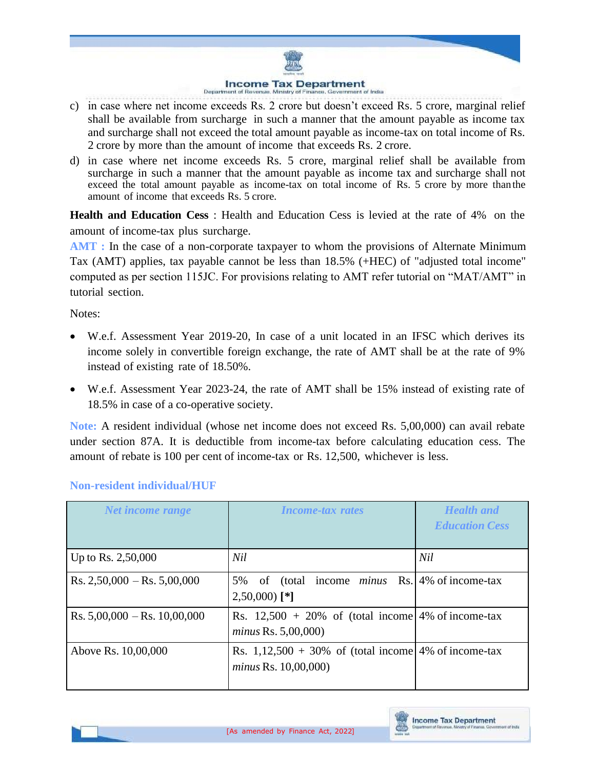c) in case where net income exceeds Rs. 2 crore but doesn't exceed Rs. 5 crore, marginal relief shall be available from surcharge in such a manner that the amount payable as income tax and surcharge shall not exceed the total amount payable as income-tax on total income of Rs. 2 crore by more than the amount of income that exceeds Rs. 2 crore.

d) in case where net income exceeds Rs. 5 crore, marginal relief shall be available from surcharge in such a manner that the amount payable as income tax and surcharge shall not exceed the total amount payable as income-tax on total income of Rs. 5 crore by more than the amount of income that exceeds Rs. 5 crore.

**Health and Education Cess** : Health and Education Cess is levied at the rate of 4% on the amount of income-tax plus surcharge.

**AMT :** In the case of a non-corporate taxpayer to whom the provisions of Alternate Minimum Tax (AMT) applies, tax payable cannot be less than 18.5% (+HEC) of "adjusted total income" computed as per section 115JC. For provisions relating to AMT refer tutorial on "MAT/AMT" in tutorial section.

Notes:

- W.e.f. Assessment Year 2019-20, In case of a unit located in an IFSC which derives its income solely in convertible foreign exchange, the rate of AMT shall be at the rate of 9% instead of existing rate of 18.50%.
- W.e.f. Assessment Year 2023-24, the rate of AMT shall be 15% instead of existing rate of 18.5% in case of a co-operative society.

**Note:** A resident individual (whose net income does not exceed Rs. 5,00,000) can avail rebate under section 87A. It is deductible from income-tax before calculating education cess. The amount of rebate is 100 per cent of income-tax or Rs. 12,500, whichever is less.

### Non-resident individual/HUF

| *Net income range* | *Income-tax rates* | *Health and Education Cess* |
|---|---|---|
| Up to Rs. 2,50,000 | *Nil* | *Nil* |
| Rs. 2,50,000 – Rs. 5,00,000 | 5% of (total income *minus* Rs. 2,50,000) **[*]** | 4% of income-tax |
| Rs. 5,00,000 – Rs. 10,00,000 | Rs. 12,500 + 20% of (total income *minus* Rs. 5,00,000) | 4% of income-tax |
| Above Rs. 10,00,000 | Rs. 1,12,500 + 30% of (total income *minus* Rs. 10,00,000) | 4% of income-tax |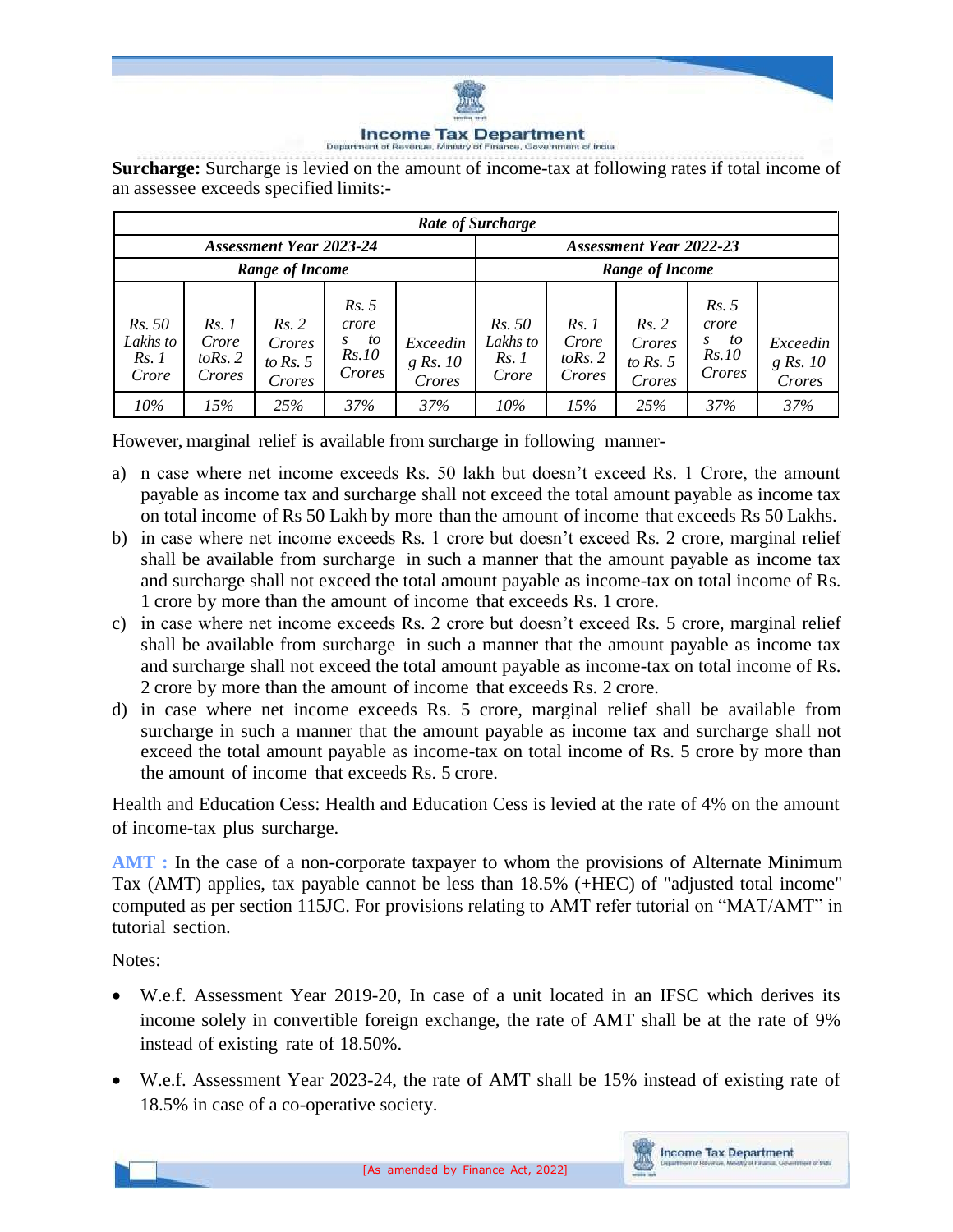**Surcharge:** Surcharge is levied on the amount of income-tax at following rates if total income of an assessee exceeds specified limits:-

| ***Rate of Surcharge*** | | | | | | | | | |
|---|---|---|---|---|---|---|---|---|---|
| ***Assessment Year 2023-24*** | | | | | ***Assessment Year 2022-23*** | | | | |
| ***Range of Income*** | | | | | ***Range of Income*** | | | | |
| *Rs. 50 Lakhs to Rs. 1 Crore* | *Rs. 1 Crore toRs. 2 Crores* | *Rs. 2 Crores to Rs. 5 Crores* | *Rs. 5 crores to Rs.10 Crores* | *Exceeding Rs. 10 Crores* | *Rs. 50 Lakhs to Rs. 1 Crore* | *Rs. 1 Crore toRs. 2 Crores* | *Rs. 2 Crores to Rs. 5 Crores* | *Rs. 5 crores to Rs.10 Crores* | *Exceeding Rs. 10 Crores* |
| *10%* | *15%* | *25%* | *37%* | *37%* | *10%* | *15%* | *25%* | *37%* | *37%* |

However, marginal relief is available from surcharge in following manner-

a) n case where net income exceeds Rs. 50 lakh but doesn't exceed Rs. 1 Crore, the amount payable as income tax and surcharge shall not exceed the total amount payable as income tax on total income of Rs 50 Lakh by more than the amount of income that exceeds Rs 50 Lakhs.
b) in case where net income exceeds Rs. 1 crore but doesn't exceed Rs. 2 crore, marginal relief shall be available from surcharge in such a manner that the amount payable as income tax and surcharge shall not exceed the total amount payable as income-tax on total income of Rs. 1 crore by more than the amount of income that exceeds Rs. 1 crore.
c) in case where net income exceeds Rs. 2 crore but doesn't exceed Rs. 5 crore, marginal relief shall be available from surcharge in such a manner that the amount payable as income tax and surcharge shall not exceed the total amount payable as income-tax on total income of Rs. 2 crore by more than the amount of income that exceeds Rs. 2 crore.
d) in case where net income exceeds Rs. 5 crore, marginal relief shall be available from surcharge in such a manner that the amount payable as income tax and surcharge shall not exceed the total amount payable as income-tax on total income of Rs. 5 crore by more than the amount of income that exceeds Rs. 5 crore.

Health and Education Cess: Health and Education Cess is levied at the rate of 4% on the amount of income-tax plus surcharge.

**AMT :** In the case of a non-corporate taxpayer to whom the provisions of Alternate Minimum Tax (AMT) applies, tax payable cannot be less than 18.5% (+HEC) of "adjusted total income" computed as per section 115JC. For provisions relating to AMT refer tutorial on "MAT/AMT" in tutorial section.

Notes:

- W.e.f. Assessment Year 2019-20, In case of a unit located in an IFSC which derives its income solely in convertible foreign exchange, the rate of AMT shall be at the rate of 9% instead of existing rate of 18.50%.
- W.e.f. Assessment Year 2023-24, the rate of AMT shall be 15% instead of existing rate of 18.5% in case of a co-operative society.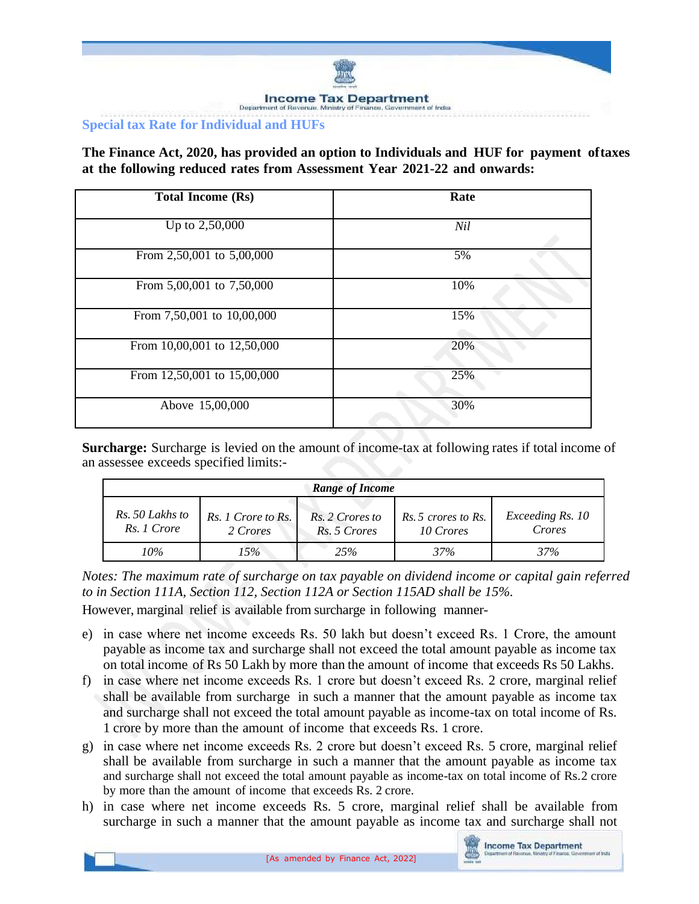## Special tax Rate for Individual and HUFs

**The Finance Act, 2020, has provided an option to Individuals and HUF for payment of taxes at the following reduced rates from Assessment Year 2021-22 and onwards:**

| Total Income (Rs) | Rate |
|---|---|
| Up to 2,50,000 | *Nil* |
| From 2,50,001 to 5,00,000 | 5% |
| From 5,00,001 to 7,50,000 | 10% |
| From 7,50,001 to 10,00,000 | 15% |
| From 10,00,001 to 12,50,000 | 20% |
| From 12,50,001 to 15,00,000 | 25% |
| Above 15,00,000 | 30% |

**Surcharge:** Surcharge is levied on the amount of income-tax at following rates if total income of an assessee exceeds specified limits:-

| ***Range of Income*** | | | | |
|---|---|---|---|---|
| *Rs. 50 Lakhs to Rs. 1 Crore* | *Rs. 1 Crore to Rs. 2 Crores* | *Rs. 2 Crores to Rs. 5 Crores* | *Rs. 5 crores to Rs. 10 Crores* | *Exceeding Rs. 10 Crores* |
| *10%* | *15%* | *25%* | *37%* | *37%* |

*Notes: The maximum rate of surcharge on tax payable on dividend income or capital gain referred to in Section 111A, Section 112, Section 112A or Section 115AD shall be 15%.*

However, marginal relief is available from surcharge in following manner-

e) in case where net income exceeds Rs. 50 lakh but doesn't exceed Rs. 1 Crore, the amount payable as income tax and surcharge shall not exceed the total amount payable as income tax on total income of Rs 50 Lakh by more than the amount of income that exceeds Rs 50 Lakhs.

f) in case where net income exceeds Rs. 1 crore but doesn't exceed Rs. 2 crore, marginal relief shall be available from surcharge in such a manner that the amount payable as income tax and surcharge shall not exceed the total amount payable as income-tax on total income of Rs. 1 crore by more than the amount of income that exceeds Rs. 1 crore.

g) in case where net income exceeds Rs. 2 crore but doesn't exceed Rs. 5 crore, marginal relief shall be available from surcharge in such a manner that the amount payable as income tax and surcharge shall not exceed the total amount payable as income-tax on total income of Rs.2 crore by more than the amount of income that exceeds Rs. 2 crore.

h) in case where net income exceeds Rs. 5 crore, marginal relief shall be available from surcharge in such a manner that the amount payable as income tax and surcharge shall not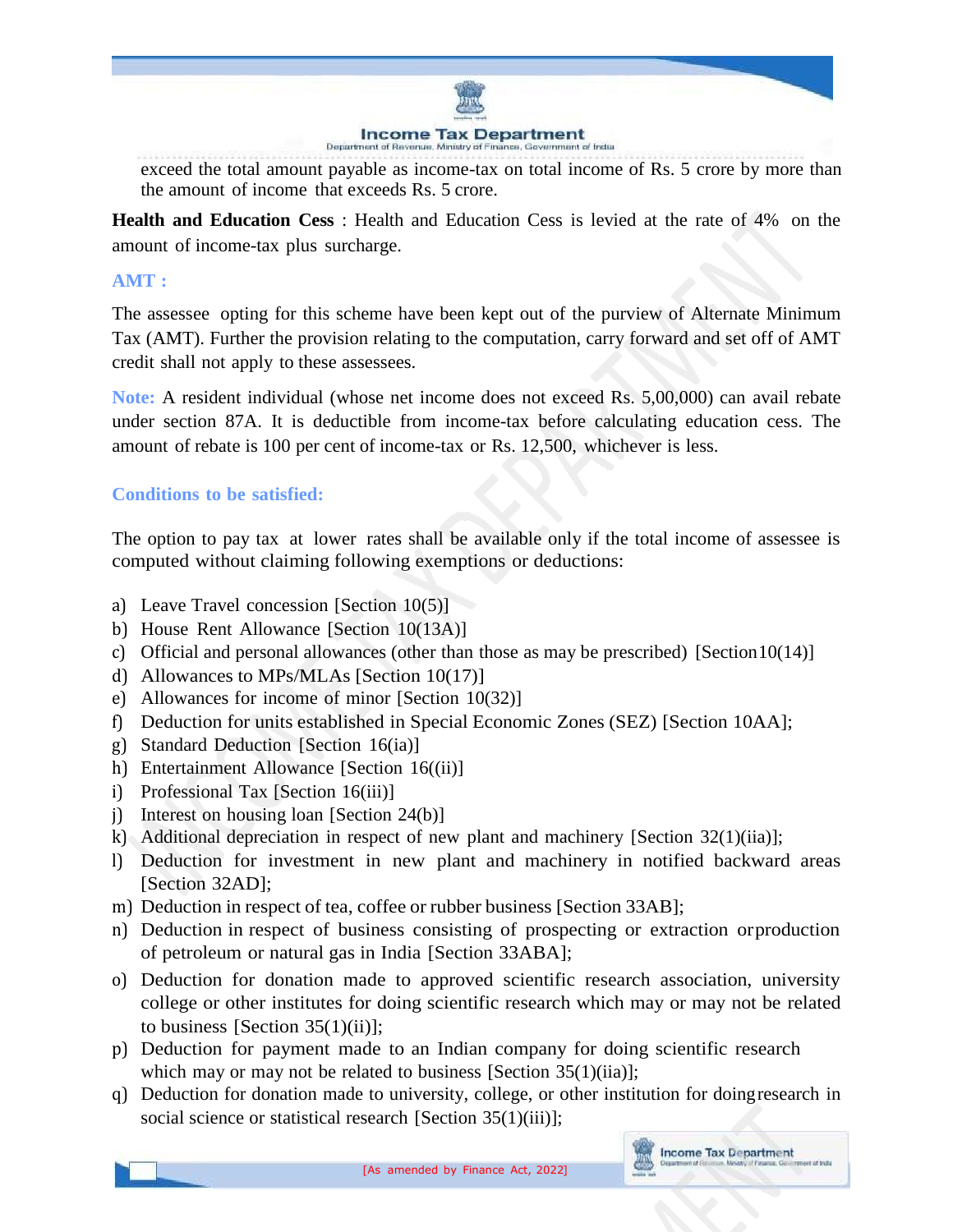exceed the total amount payable as income-tax on total income of Rs. 5 crore by more than the amount of income that exceeds Rs. 5 crore.

**Health and Education Cess** : Health and Education Cess is levied at the rate of 4% on the amount of income-tax plus surcharge.

**AMT :**

The assessee opting for this scheme have been kept out of the purview of Alternate Minimum Tax (AMT). Further the provision relating to the computation, carry forward and set off of AMT credit shall not apply to these assessees.

**Note:** A resident individual (whose net income does not exceed Rs. 5,00,000) can avail rebate under section 87A. It is deductible from income-tax before calculating education cess. The amount of rebate is 100 per cent of income-tax or Rs. 12,500, whichever is less.

**Conditions to be satisfied:**

The option to pay tax at lower rates shall be available only if the total income of assessee is computed without claiming following exemptions or deductions:

a) Leave Travel concession [Section 10(5)]
b) House Rent Allowance [Section 10(13A)]
c) Official and personal allowances (other than those as may be prescribed) [Section10(14)]
d) Allowances to MPs/MLAs [Section 10(17)]
e) Allowances for income of minor [Section 10(32)]
f) Deduction for units established in Special Economic Zones (SEZ) [Section 10AA];
g) Standard Deduction [Section 16(ia)]
h) Entertainment Allowance [Section 16((ii)]
i) Professional Tax [Section 16(iii)]
j) Interest on housing loan [Section 24(b)]
k) Additional depreciation in respect of new plant and machinery [Section 32(1)(iia)];
l) Deduction for investment in new plant and machinery in notified backward areas [Section 32AD];
m) Deduction in respect of tea, coffee or rubber business [Section 33AB];
n) Deduction in respect of business consisting of prospecting or extraction orproduction of petroleum or natural gas in India [Section 33ABA];
o) Deduction for donation made to approved scientific research association, university college or other institutes for doing scientific research which may or may not be related to business [Section 35(1)(ii)];
p) Deduction for payment made to an Indian company for doing scientific research which may or may not be related to business [Section 35(1)(iia)];
q) Deduction for donation made to university, college, or other institution for doingresearch in social science or statistical research [Section 35(1)(iii)];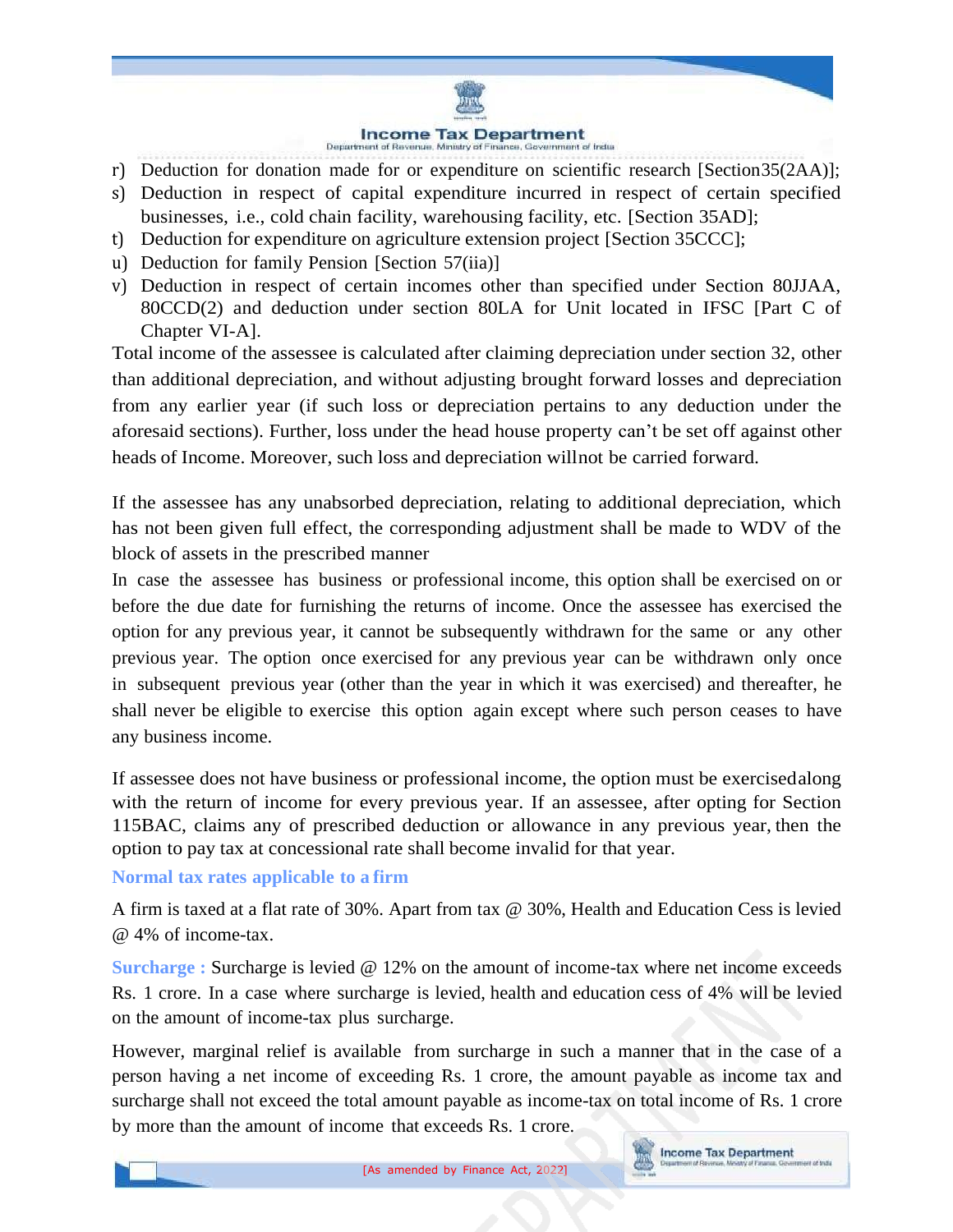r) Deduction for donation made for or expenditure on scientific research [Section35(2AA)];

s) Deduction in respect of capital expenditure incurred in respect of certain specified businesses, i.e., cold chain facility, warehousing facility, etc. [Section 35AD];

t) Deduction for expenditure on agriculture extension project [Section 35CCC];

u) Deduction for family Pension [Section 57(iia)]

v) Deduction in respect of certain incomes other than specified under Section 80JJAA, 80CCD(2) and deduction under section 80LA for Unit located in IFSC [Part C of Chapter VI-A].

Total income of the assessee is calculated after claiming depreciation under section 32, other than additional depreciation, and without adjusting brought forward losses and depreciation from any earlier year (if such loss or depreciation pertains to any deduction under the aforesaid sections). Further, loss under the head house property can't be set off against other heads of Income. Moreover, such loss and depreciation willnot be carried forward.

If the assessee has any unabsorbed depreciation, relating to additional depreciation, which has not been given full effect, the corresponding adjustment shall be made to WDV of the block of assets in the prescribed manner

In case the assessee has business or professional income, this option shall be exercised on or before the due date for furnishing the returns of income. Once the assessee has exercised the option for any previous year, it cannot be subsequently withdrawn for the same or any other previous year. The option once exercised for any previous year can be withdrawn only once in subsequent previous year (other than the year in which it was exercised) and thereafter, he shall never be eligible to exercise this option again except where such person ceases to have any business income.

If assessee does not have business or professional income, the option must be exercisedalong with the return of income for every previous year. If an assessee, after opting for Section 115BAC, claims any of prescribed deduction or allowance in any previous year, then the option to pay tax at concessional rate shall become invalid for that year.

### Normal tax rates applicable to a firm

A firm is taxed at a flat rate of 30%. Apart from tax @ 30%, Health and Education Cess is levied @ 4% of income-tax.

**Surcharge :** Surcharge is levied @ 12% on the amount of income-tax where net income exceeds Rs. 1 crore. In a case where surcharge is levied, health and education cess of 4% will be levied on the amount of income-tax plus surcharge.

However, marginal relief is available from surcharge in such a manner that in the case of a person having a net income of exceeding Rs. 1 crore, the amount payable as income tax and surcharge shall not exceed the total amount payable as income-tax on total income of Rs. 1 crore by more than the amount of income that exceeds Rs. 1 crore.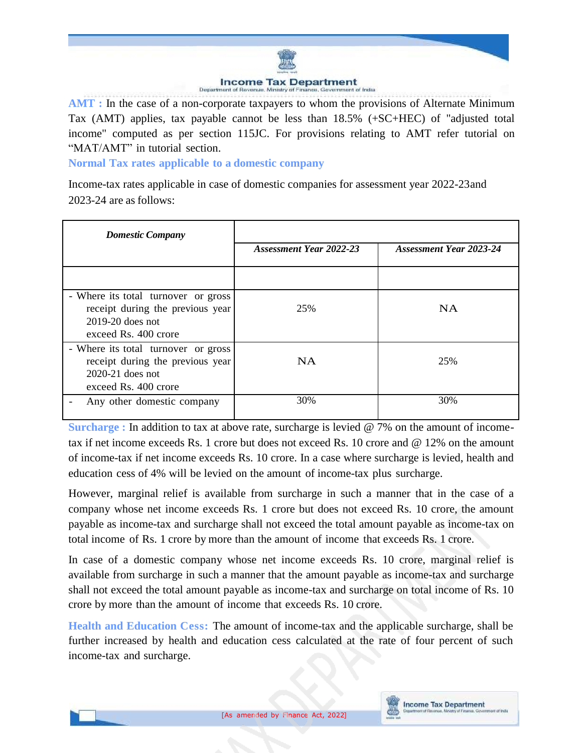**AMT :** In the case of a non-corporate taxpayers to whom the provisions of Alternate Minimum Tax (AMT) applies, tax payable cannot be less than 18.5% (+SC+HEC) of "adjusted total income" computed as per section 115JC. For provisions relating to AMT refer tutorial on “MAT/AMT” in tutorial section.

## Normal Tax rates applicable to a domestic company

Income-tax rates applicable in case of domestic companies for assessment year 2022-23and 2023-24 are as follows:

| *Domestic Company* | *Assessment Year 2022-23* | *Assessment Year 2023-24* |
|---|---|---|
| | | |
| - Where its total turnover or gross receipt during the previous year 2019-20 does not exceed Rs. 400 crore | 25% | NA |
| - Where its total turnover or gross receipt during the previous year 2020-21 does not exceed Rs. 400 crore | NA | 25% |
| - Any other domestic company | 30% | 30% |

**Surcharge :** In addition to tax at above rate, surcharge is levied @ 7% on the amount of income-tax if net income exceeds Rs. 1 crore but does not exceed Rs. 10 crore and @ 12% on the amount of income-tax if net income exceeds Rs. 10 crore. In a case where surcharge is levied, health and education cess of 4% will be levied on the amount of income-tax plus surcharge.

However, marginal relief is available from surcharge in such a manner that in the case of a company whose net income exceeds Rs. 1 crore but does not exceed Rs. 10 crore, the amount payable as income-tax and surcharge shall not exceed the total amount payable as income-tax on total income of Rs. 1 crore by more than the amount of income that exceeds Rs. 1 crore.

In case of a domestic company whose net income exceeds Rs. 10 crore, marginal relief is available from surcharge in such a manner that the amount payable as income-tax and surcharge shall not exceed the total amount payable as income-tax and surcharge on total income of Rs. 10 crore by more than the amount of income that exceeds Rs. 10 crore.

**Health and Education Cess:** The amount of income-tax and the applicable surcharge, shall be further increased by health and education cess calculated at the rate of four percent of such income-tax and surcharge.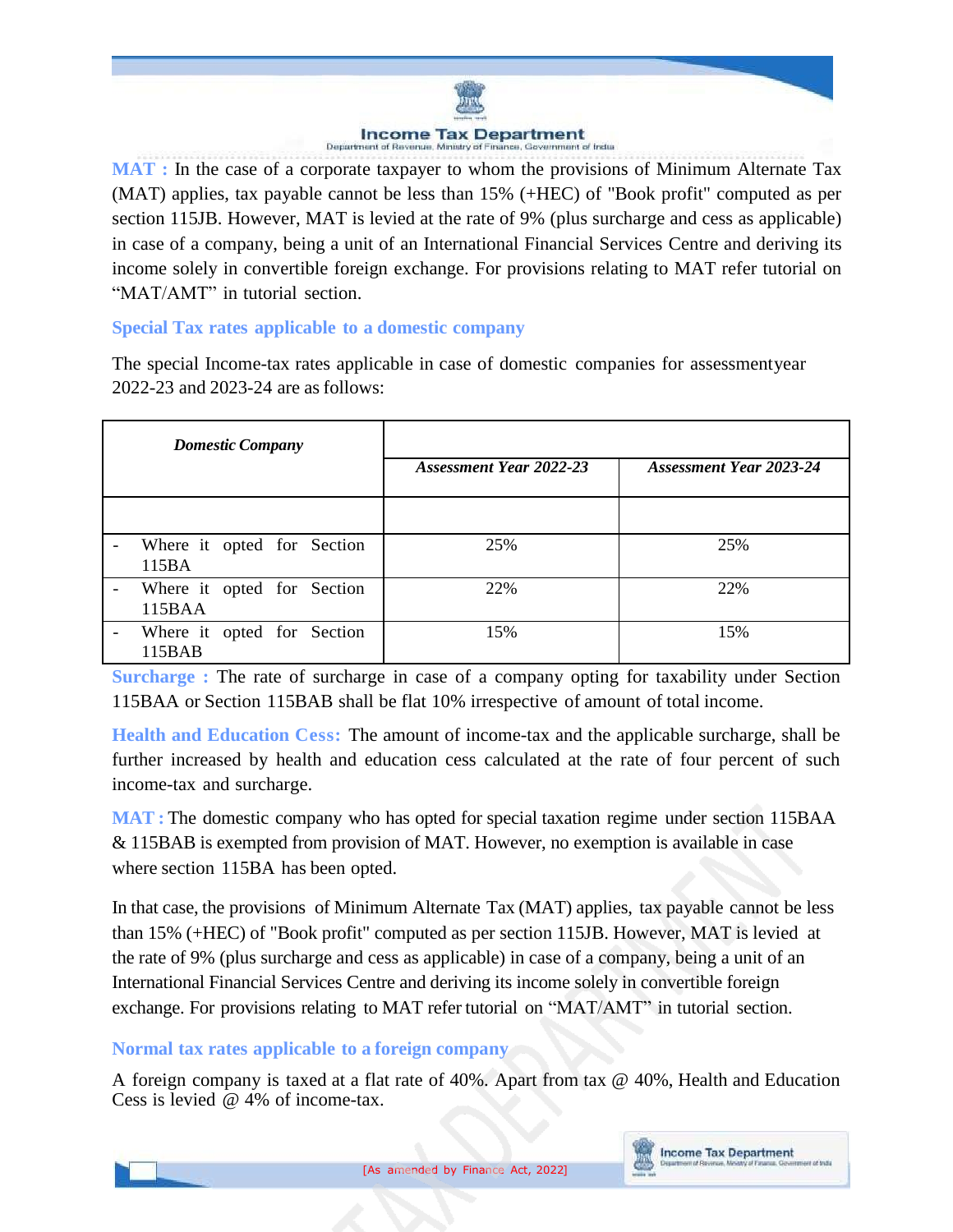**MAT :** In the case of a corporate taxpayer to whom the provisions of Minimum Alternate Tax (MAT) applies, tax payable cannot be less than 15% (+HEC) of "Book profit" computed as per section 115JB. However, MAT is levied at the rate of 9% (plus surcharge and cess as applicable) in case of a company, being a unit of an International Financial Services Centre and deriving its income solely in convertible foreign exchange. For provisions relating to MAT refer tutorial on "MAT/AMT" in tutorial section.

### Special Tax rates applicable to a domestic company

The special Income-tax rates applicable in case of domestic companies for assessmentyear 2022-23 and 2023-24 are as follows:

| *Domestic Company* | *Assessment Year 2022-23* | *Assessment Year 2023-24* |
|---|---|---|
| | | |
| - Where it opted for Section 115BA | 25% | 25% |
| - Where it opted for Section 115BAA | 22% | 22% |
| - Where it opted for Section 115BAB | 15% | 15% |

**Surcharge :** The rate of surcharge in case of a company opting for taxability under Section 115BAA or Section 115BAB shall be flat 10% irrespective of amount of total income.

**Health and Education Cess:** The amount of income-tax and the applicable surcharge, shall be further increased by health and education cess calculated at the rate of four percent of such income-tax and surcharge.

**MAT :** The domestic company who has opted for special taxation regime under section 115BAA & 115BAB is exempted from provision of MAT. However, no exemption is available in case where section 115BA has been opted.

In that case, the provisions of Minimum Alternate Tax (MAT) applies, tax payable cannot be less than 15% (+HEC) of "Book profit" computed as per section 115JB. However, MAT is levied at the rate of 9% (plus surcharge and cess as applicable) in case of a company, being a unit of an International Financial Services Centre and deriving its income solely in convertible foreign exchange. For provisions relating to MAT refer tutorial on "MAT/AMT" in tutorial section.

### Normal tax rates applicable to a foreign company

A foreign company is taxed at a flat rate of 40%. Apart from tax @ 40%, Health and Education Cess is levied @ 4% of income-tax.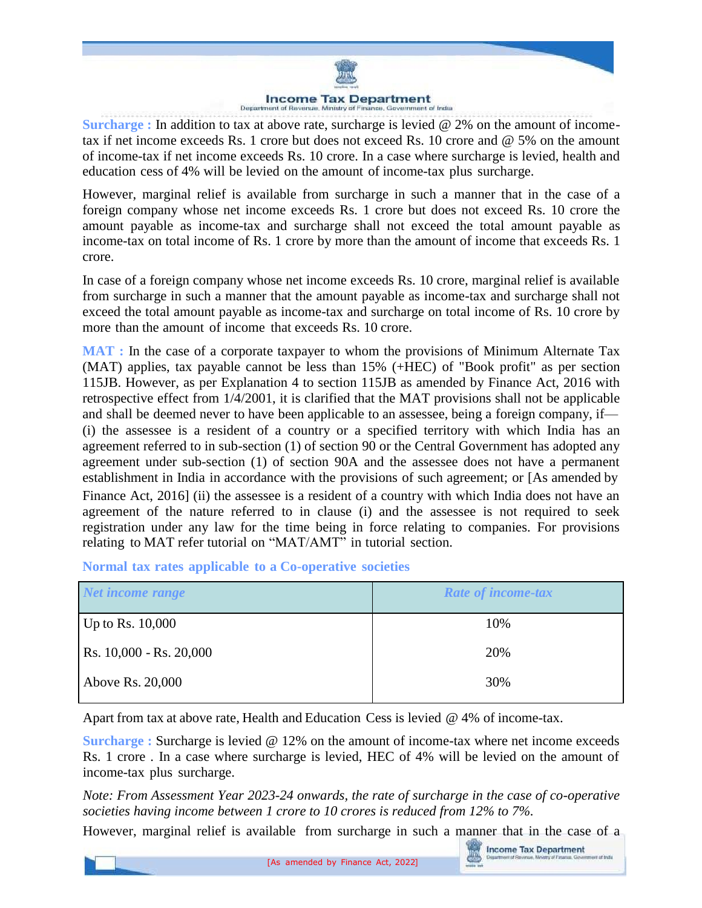**Surcharge :** In addition to tax at above rate, surcharge is levied @ 2% on the amount of income-tax if net income exceeds Rs. 1 crore but does not exceed Rs. 10 crore and @ 5% on the amount of income-tax if net income exceeds Rs. 10 crore. In a case where surcharge is levied, health and education cess of 4% will be levied on the amount of income-tax plus surcharge.

However, marginal relief is available from surcharge in such a manner that in the case of a foreign company whose net income exceeds Rs. 1 crore but does not exceed Rs. 10 crore the amount payable as income-tax and surcharge shall not exceed the total amount payable as income-tax on total income of Rs. 1 crore by more than the amount of income that exceeds Rs. 1 crore.

In case of a foreign company whose net income exceeds Rs. 10 crore, marginal relief is available from surcharge in such a manner that the amount payable as income-tax and surcharge shall not exceed the total amount payable as income-tax and surcharge on total income of Rs. 10 crore by more than the amount of income that exceeds Rs. 10 crore.

**MAT :** In the case of a corporate taxpayer to whom the provisions of Minimum Alternate Tax (MAT) applies, tax payable cannot be less than 15% (+HEC) of "Book profit" as per section 115JB. However, as per Explanation 4 to section 115JB as amended by Finance Act, 2016 with retrospective effect from 1/4/2001, it is clarified that the MAT provisions shall not be applicable and shall be deemed never to have been applicable to an assessee, being a foreign company, if— (i) the assessee is a resident of a country or a specified territory with which India has an agreement referred to in sub-section (1) of section 90 or the Central Government has adopted any agreement under sub-section (1) of section 90A and the assessee does not have a permanent establishment in India in accordance with the provisions of such agreement; or [As amended by Finance Act, 2016] (ii) the assessee is a resident of a country with which India does not have an agreement of the nature referred to in clause (i) and the assessee is not required to seek registration under any law for the time being in force relating to companies. For provisions relating to MAT refer tutorial on "MAT/AMT" in tutorial section.

**Normal tax rates applicable to a Co-operative societies**

| *Net income range* | *Rate of income-tax* |
|---|---|
| Up to Rs. 10,000 | 10% |
| Rs. 10,000 - Rs. 20,000 | 20% |
| Above Rs. 20,000 | 30% |

Apart from tax at above rate, Health and Education Cess is levied @ 4% of income-tax.

**Surcharge :** Surcharge is levied @ 12% on the amount of income-tax where net income exceeds Rs. 1 crore . In a case where surcharge is levied, HEC of 4% will be levied on the amount of income-tax plus surcharge.

*Note: From Assessment Year 2023-24 onwards, the rate of surcharge in the case of co-operative societies having income between 1 crore to 10 crores is reduced from 12% to 7%.*

However, marginal relief is available from surcharge in such a manner that in the case of a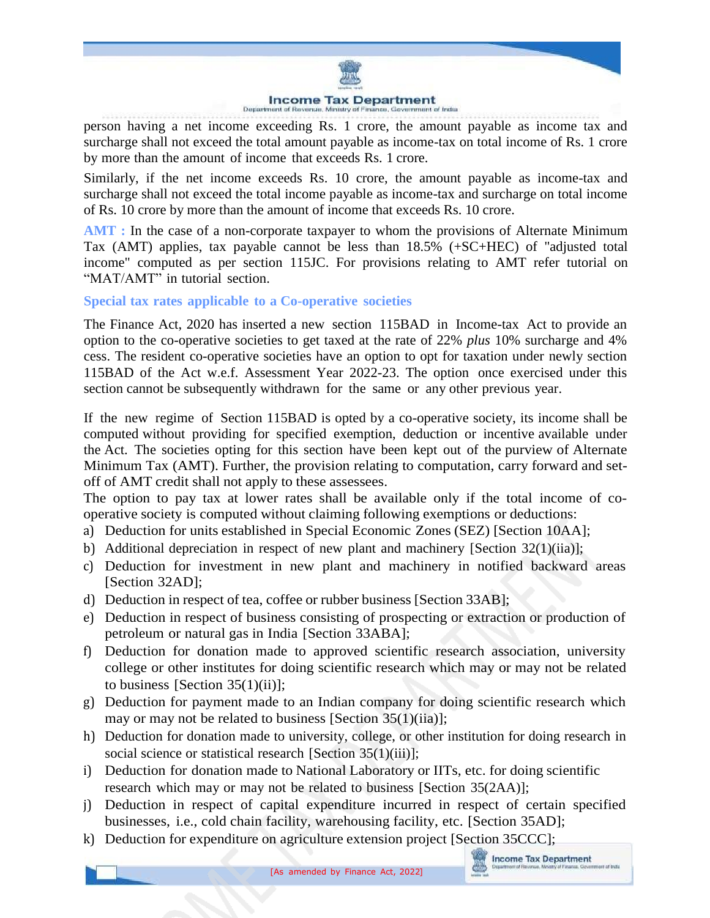person having a net income exceeding Rs. 1 crore, the amount payable as income tax and surcharge shall not exceed the total amount payable as income-tax on total income of Rs. 1 crore by more than the amount of income that exceeds Rs. 1 crore.

Similarly, if the net income exceeds Rs. 10 crore, the amount payable as income-tax and surcharge shall not exceed the total income payable as income-tax and surcharge on total income of Rs. 10 crore by more than the amount of income that exceeds Rs. 10 crore.

**AMT :** In the case of a non-corporate taxpayer to whom the provisions of Alternate Minimum Tax (AMT) applies, tax payable cannot be less than 18.5% (+SC+HEC) of "adjusted total income" computed as per section 115JC. For provisions relating to AMT refer tutorial on "MAT/AMT" in tutorial section.

### Special tax rates applicable to a Co-operative societies

The Finance Act, 2020 has inserted a new section 115BAD in Income-tax Act to provide an option to the co-operative societies to get taxed at the rate of 22% *plus* 10% surcharge and 4% cess. The resident co-operative societies have an option to opt for taxation under newly section 115BAD of the Act w.e.f. Assessment Year 2022-23. The option once exercised under this section cannot be subsequently withdrawn for the same or any other previous year.

If the new regime of Section 115BAD is opted by a co-operative society, its income shall be computed without providing for specified exemption, deduction or incentive available under the Act. The societies opting for this section have been kept out of the purview of Alternate Minimum Tax (AMT). Further, the provision relating to computation, carry forward and set-off of AMT credit shall not apply to these assessees.

The option to pay tax at lower rates shall be available only if the total income of co-operative society is computed without claiming following exemptions or deductions:

a) Deduction for units established in Special Economic Zones (SEZ) [Section 10AA];
b) Additional depreciation in respect of new plant and machinery [Section 32(1)(iia)];
c) Deduction for investment in new plant and machinery in notified backward areas [Section 32AD];
d) Deduction in respect of tea, coffee or rubber business [Section 33AB];
e) Deduction in respect of business consisting of prospecting or extraction or production of petroleum or natural gas in India [Section 33ABA];
f) Deduction for donation made to approved scientific research association, university college or other institutes for doing scientific research which may or may not be related to business [Section 35(1)(ii)];
g) Deduction for payment made to an Indian company for doing scientific research which may or may not be related to business [Section 35(1)(iia)];
h) Deduction for donation made to university, college, or other institution for doing research in social science or statistical research [Section 35(1)(iii)];
i) Deduction for donation made to National Laboratory or IITs, etc. for doing scientific research which may or may not be related to business [Section 35(2AA)];
j) Deduction in respect of capital expenditure incurred in respect of certain specified businesses, i.e., cold chain facility, warehousing facility, etc. [Section 35AD];
k) Deduction for expenditure on agriculture extension project [Section 35CCC];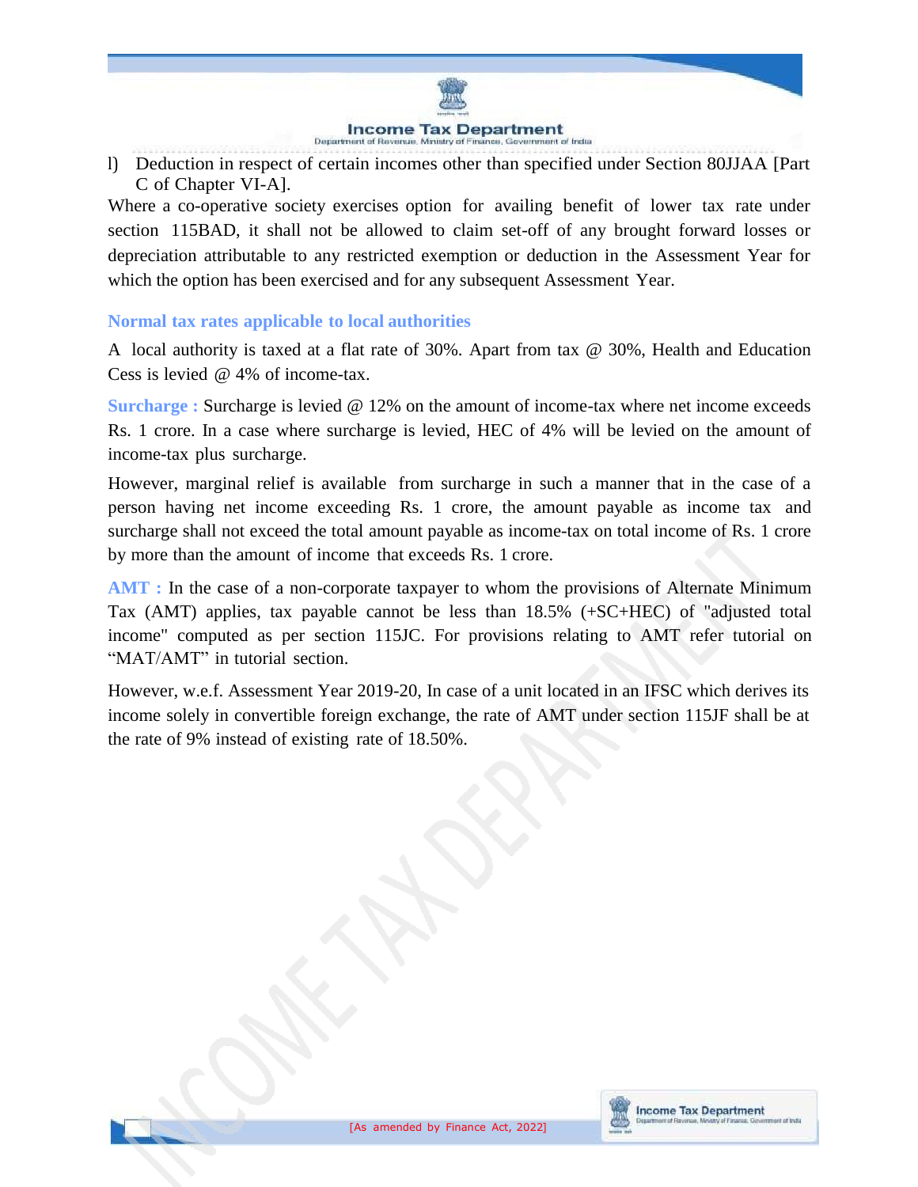l) Deduction in respect of certain incomes other than specified under Section 80JJAA [Part C of Chapter VI-A].

Where a co-operative society exercises option for availing benefit of lower tax rate under section 115BAD, it shall not be allowed to claim set-off of any brought forward losses or depreciation attributable to any restricted exemption or deduction in the Assessment Year for which the option has been exercised and for any subsequent Assessment Year.

### Normal tax rates applicable to local authorities

A local authority is taxed at a flat rate of 30%. Apart from tax @ 30%, Health and Education Cess is levied @ 4% of income-tax.

**Surcharge :** Surcharge is levied @ 12% on the amount of income-tax where net income exceeds Rs. 1 crore. In a case where surcharge is levied, HEC of 4% will be levied on the amount of income-tax plus surcharge.

However, marginal relief is available from surcharge in such a manner that in the case of a person having net income exceeding Rs. 1 crore, the amount payable as income tax and surcharge shall not exceed the total amount payable as income-tax on total income of Rs. 1 crore by more than the amount of income that exceeds Rs. 1 crore.

**AMT :** In the case of a non-corporate taxpayer to whom the provisions of Alternate Minimum Tax (AMT) applies, tax payable cannot be less than 18.5% (+SC+HEC) of "adjusted total income" computed as per section 115JC. For provisions relating to AMT refer tutorial on "MAT/AMT" in tutorial section.

However, w.e.f. Assessment Year 2019-20, In case of a unit located in an IFSC which derives its income solely in convertible foreign exchange, the rate of AMT under section 115JF shall be at the rate of 9% instead of existing rate of 18.50%.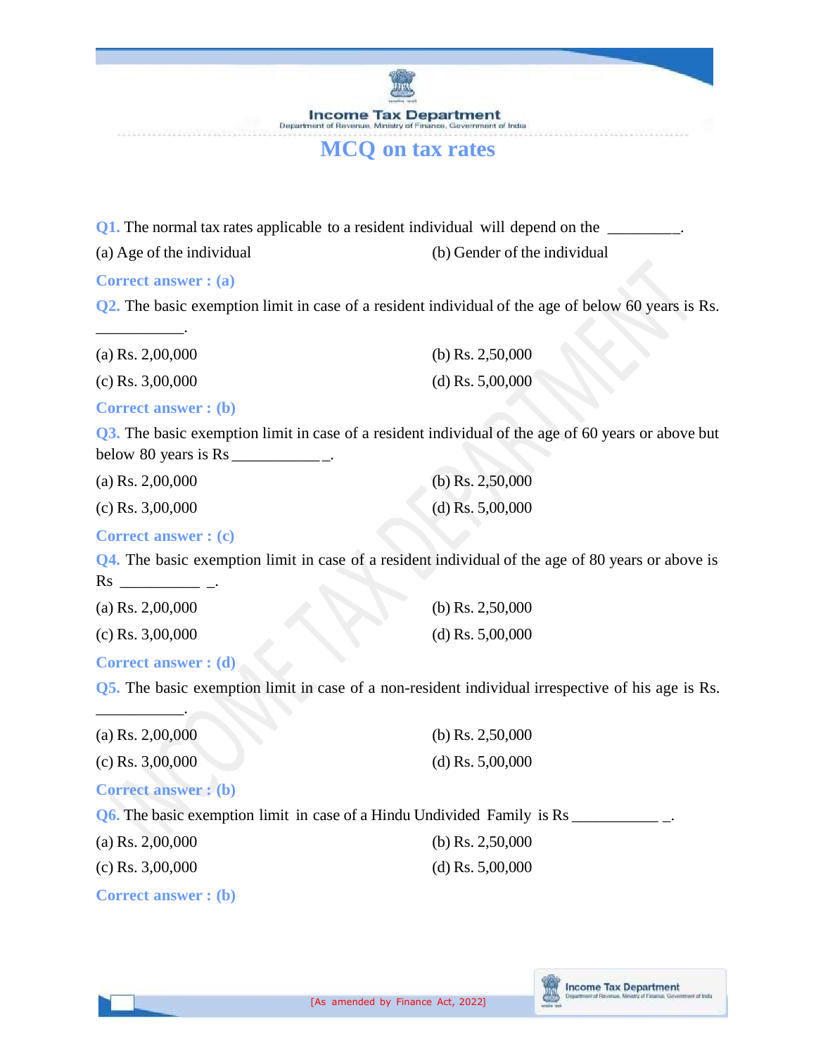# MCQ on tax rates

**Q1.** The normal tax rates applicable to a resident individual will depend on the _________.

(a) Age of the individual

(b) Gender of the individual

**Correct answer : (a)**

**Q2.** The basic exemption limit in case of a resident individual of the age of below 60 years is Rs. ___________.

(a) Rs. 2,00,000

(b) Rs. 2,50,000

(c) Rs. 3,00,000

(d) Rs. 5,00,000

**Correct answer : (b)**

**Q3.** The basic exemption limit in case of a resident individual of the age of 60 years or above but below 80 years is Rs ___________ _.

(a) Rs. 2,00,000

(b) Rs. 2,50,000

(c) Rs. 3,00,000

(d) Rs. 5,00,000

**Correct answer : (c)**

**Q4.** The basic exemption limit in case of a resident individual of the age of 80 years or above is Rs __________ _.

(a) Rs. 2,00,000

(b) Rs. 2,50,000

(c) Rs. 3,00,000

(d) Rs. 5,00,000

**Correct answer : (d)**

**Q5.** The basic exemption limit in case of a non-resident individual irrespective of his age is Rs. ___________.

(a) Rs. 2,00,000

(b) Rs. 2,50,000

(c) Rs. 3,00,000

(d) Rs. 5,00,000

**Correct answer : (b)**

**Q6.** The basic exemption limit in case of a Hindu Undivided Family is Rs ___________ _.

(a) Rs. 2,00,000

(b) Rs. 2,50,000

(c) Rs. 3,00,000

(d) Rs. 5,00,000

**Correct answer : (b)**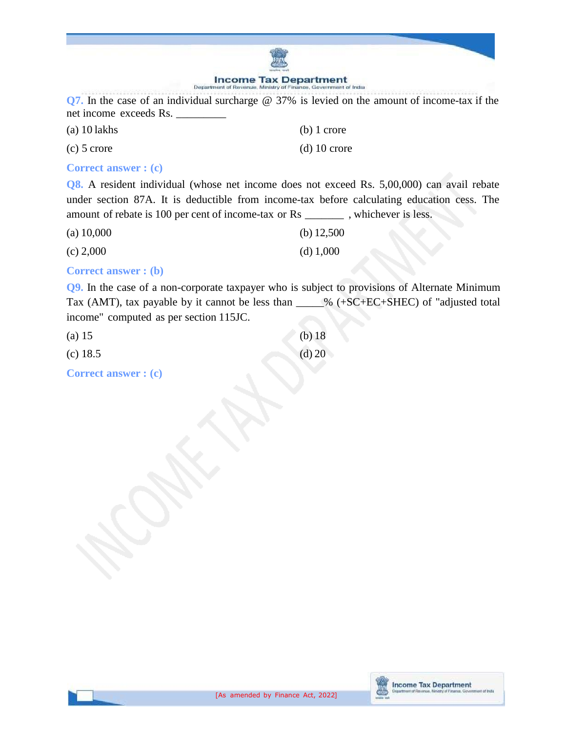**Q7.** In the case of an individual surcharge @ 37% is levied on the amount of income-tax if the net income exceeds Rs. _________

(a) 10 lakhs
(b) 1 crore
(c) 5 crore
(d) 10 crore

**Correct answer : (c)**

**Q8.** A resident individual (whose net income does not exceed Rs. 5,00,000) can avail rebate under section 87A. It is deductible from income-tax before calculating education cess. The amount of rebate is 100 per cent of income-tax or Rs _______ , whichever is less.

(a) 10,000
(b) 12,500
(c) 2,000
(d) 1,000

**Correct answer : (b)**

**Q9.** In the case of a non-corporate taxpayer who is subject to provisions of Alternate Minimum Tax (AMT), tax payable by it cannot be less than _____% (+SC+EC+SHEC) of "adjusted total income" computed as per section 115JC.

(a) 15
(b) 18
(c) 18.5
(d) 20

**Correct answer : (c)**